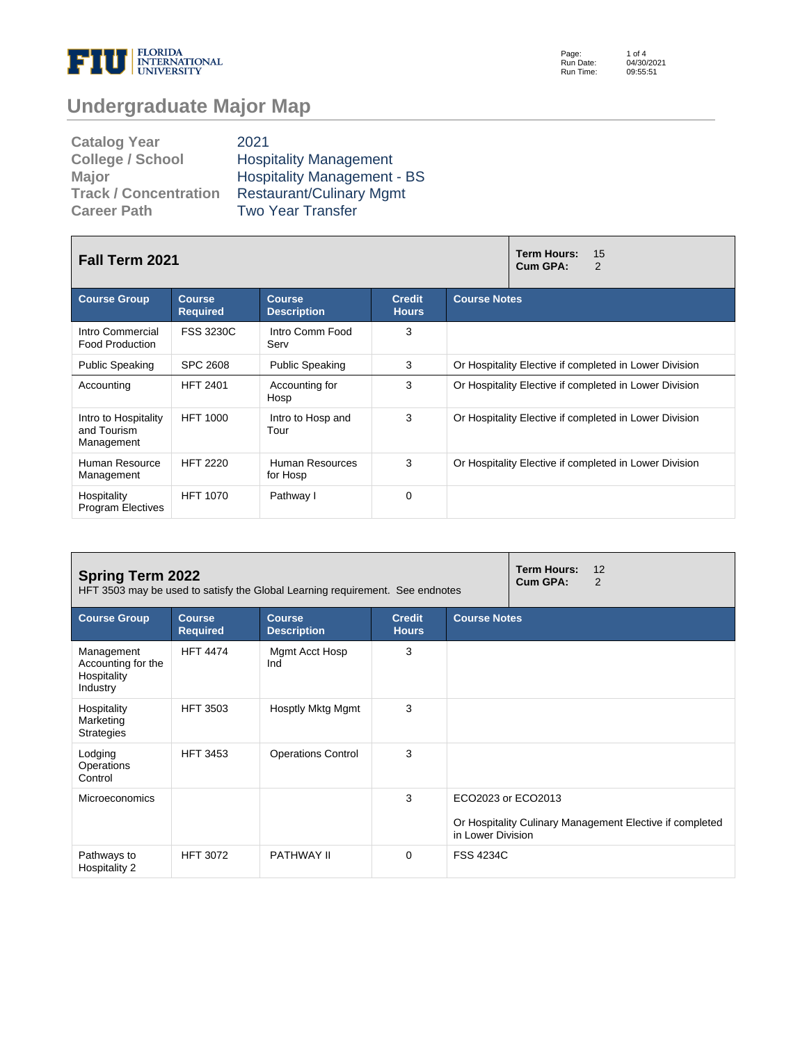# Undergraduate Major Map

| | |
|---|---|
| **Catalog Year** | 2021 |
| **College / School** | Hospitality Management |
| **Major** | Hospitality Management - BS |
| **Track / Concentration** | Restaurant/Culinary Mgmt |
| **Career Path** | Two Year Transfer |

## Fall Term 2021

**Term Hours:** 15
**Cum GPA:** 2

| Course Group | Course Required | Course Description | Credit Hours | Course Notes |
|---|---|---|---|---|
| Intro Commercial Food Production | FSS 3230C | Intro Comm Food Serv | 3 | |
| Public Speaking | SPC 2608 | Public Speaking | 3 | Or Hospitality Elective if completed in Lower Division |
| Accounting | HFT 2401 | Accounting for Hosp | 3 | Or Hospitality Elective if completed in Lower Division |
| Intro to Hospitality and Tourism Management | HFT 1000 | Intro to Hosp and Tour | 3 | Or Hospitality Elective if completed in Lower Division |
| Human Resource Management | HFT 2220 | Human Resources for Hosp | 3 | Or Hospitality Elective if completed in Lower Division |
| Hospitality Program Electives | HFT 1070 | Pathway I | 0 | |

## Spring Term 2022

HFT 3503 may be used to satisfy the Global Learning requirement. See endnotes

**Term Hours:** 12
**Cum GPA:** 2

| Course Group | Course Required | Course Description | Credit Hours | Course Notes |
|---|---|---|---|---|
| Management Accounting for the Hospitality Industry | HFT 4474 | Mgmt Acct Hosp Ind | 3 | |
| Hospitality Marketing Strategies | HFT 3503 | Hosptly Mktg Mgmt | 3 | |
| Lodging Operations Control | HFT 3453 | Operations Control | 3 | |
| Microeconomics | | | 3 | ECO2023 or ECO2013<br><br>Or Hospitality Culinary Management Elective if completed in Lower Division |
| Pathways to Hospitality 2 | HFT 3072 | PATHWAY II | 0 | FSS 4234C |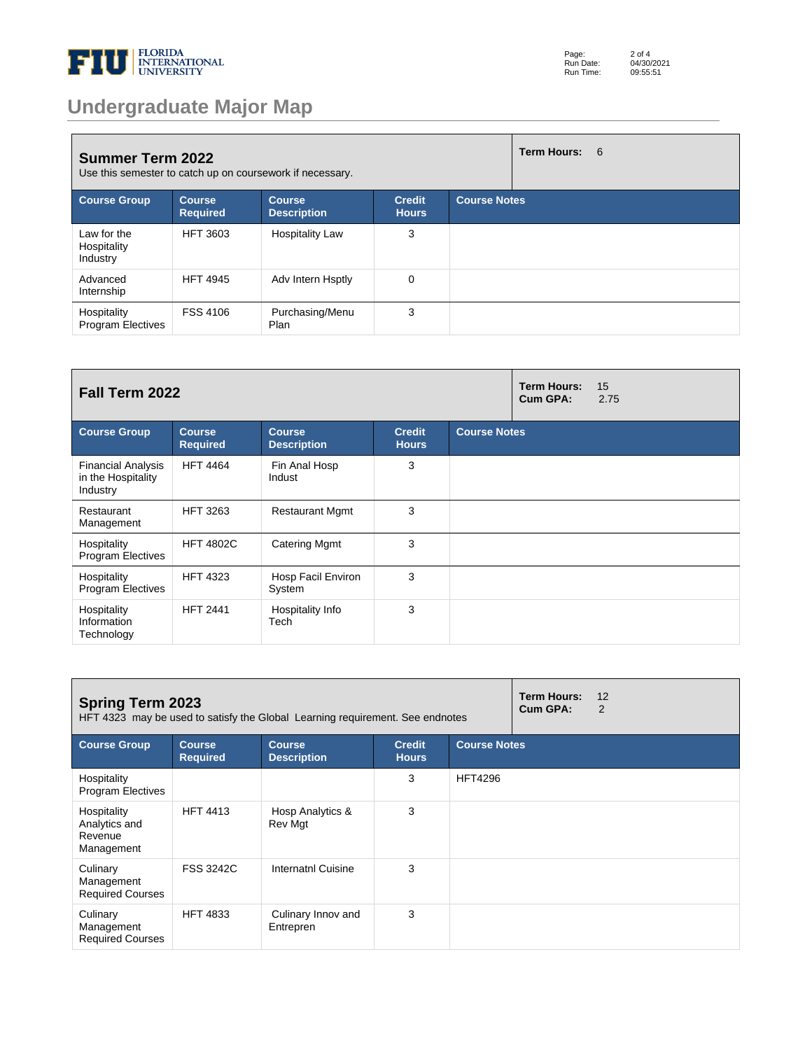# Undergraduate Major Map

## Summer Term 2022

Use this semester to catch up on coursework if necessary.

**Term Hours:** 6

| Course Group | Course Required | Course Description | Credit Hours | Course Notes |
|---|---|---|---|---|
| Law for the Hospitality Industry | HFT 3603 | Hospitality Law | 3 | |
| Advanced Internship | HFT 4945 | Adv Intern Hsptly | 0 | |
| Hospitality Program Electives | FSS 4106 | Purchasing/Menu Plan | 3 | |

## Fall Term 2022

**Term Hours:** 15
**Cum GPA:** 2.75

| Course Group | Course Required | Course Description | Credit Hours | Course Notes |
|---|---|---|---|---|
| Financial Analysis in the Hospitality Industry | HFT 4464 | Fin Anal Hosp Indust | 3 | |
| Restaurant Management | HFT 3263 | Restaurant Mgmt | 3 | |
| Hospitality Program Electives | HFT 4802C | Catering Mgmt | 3 | |
| Hospitality Program Electives | HFT 4323 | Hosp Facil Environ System | 3 | |
| Hospitality Information Technology | HFT 2441 | Hospitality Info Tech | 3 | |

## Spring Term 2023

HFT 4323 may be used to satisfy the Global Learning requirement. See endnotes

**Term Hours:** 12
**Cum GPA:** 2

| Course Group | Course Required | Course Description | Credit Hours | Course Notes |
|---|---|---|---|---|
| Hospitality Program Electives | | | 3 | HFT4296 |
| Hospitality Analytics and Revenue Management | HFT 4413 | Hosp Analytics & Rev Mgt | 3 | |
| Culinary Management Required Courses | FSS 3242C | Internatnl Cuisine | 3 | |
| Culinary Management Required Courses | HFT 4833 | Culinary Innov and Entrepren | 3 | |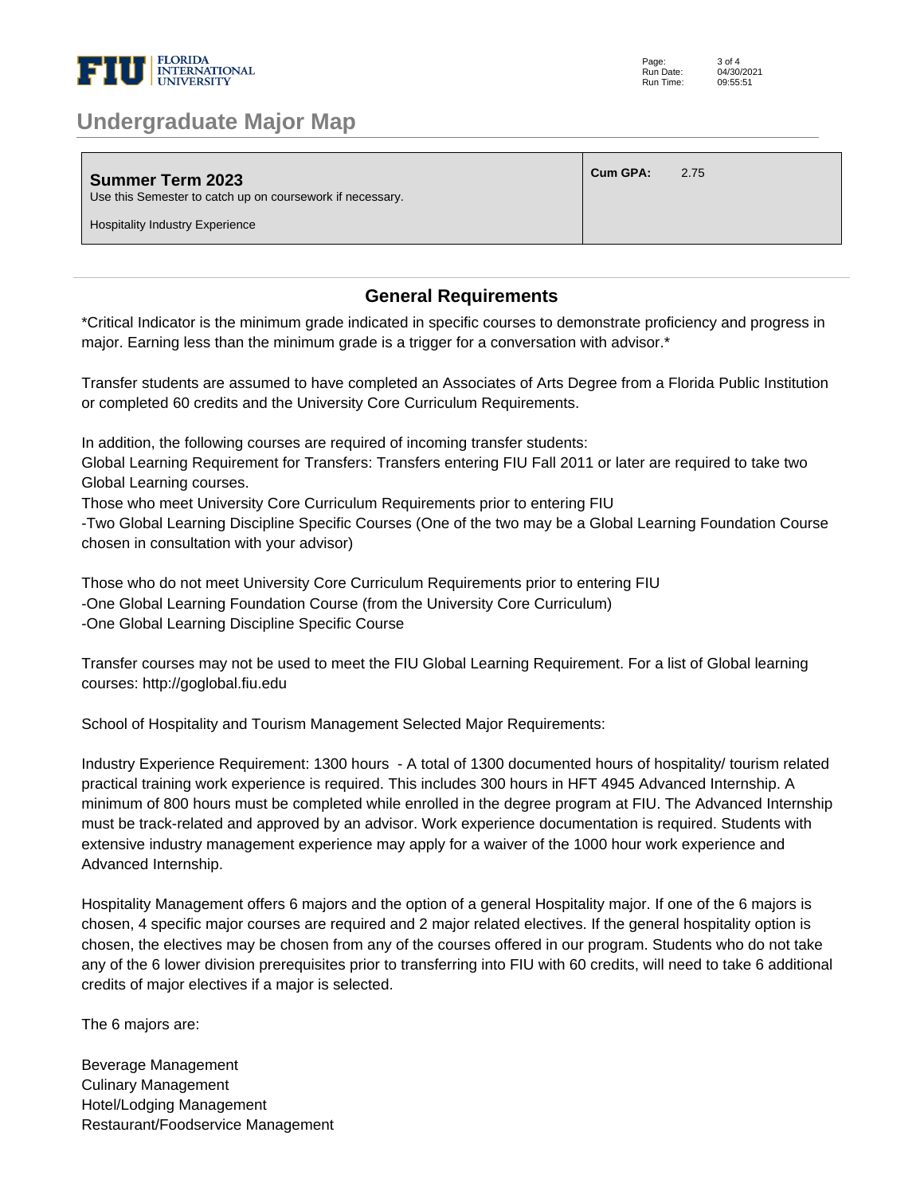## Undergraduate Major Map

| **Summer Term 2023**<br>Use this Semester to catch up on coursework if necessary.<br><br>Hospitality Industry Experience | **Cum GPA:** 2.75 |
|---|---|

## General Requirements

*Critical Indicator is the minimum grade indicated in specific courses to demonstrate proficiency and progress in major. Earning less than the minimum grade is a trigger for a conversation with advisor.*

Transfer students are assumed to have completed an Associates of Arts Degree from a Florida Public Institution or completed 60 credits and the University Core Curriculum Requirements.

In addition, the following courses are required of incoming transfer students:
Global Learning Requirement for Transfers: Transfers entering FIU Fall 2011 or later are required to take two Global Learning courses.
Those who meet University Core Curriculum Requirements prior to entering FIU
-Two Global Learning Discipline Specific Courses (One of the two may be a Global Learning Foundation Course chosen in consultation with your advisor)

Those who do not meet University Core Curriculum Requirements prior to entering FIU
-One Global Learning Foundation Course (from the University Core Curriculum)
-One Global Learning Discipline Specific Course

Transfer courses may not be used to meet the FIU Global Learning Requirement. For a list of Global learning courses: http://goglobal.fiu.edu

School of Hospitality and Tourism Management Selected Major Requirements:

Industry Experience Requirement: 1300 hours - A total of 1300 documented hours of hospitality/ tourism related practical training work experience is required. This includes 300 hours in HFT 4945 Advanced Internship. A minimum of 800 hours must be completed while enrolled in the degree program at FIU. The Advanced Internship must be track-related and approved by an advisor. Work experience documentation is required. Students with extensive industry management experience may apply for a waiver of the 1000 hour work experience and Advanced Internship.

Hospitality Management offers 6 majors and the option of a general Hospitality major. If one of the 6 majors is chosen, 4 specific major courses are required and 2 major related electives. If the general hospitality option is chosen, the electives may be chosen from any of the courses offered in our program. Students who do not take any of the 6 lower division prerequisites prior to transferring into FIU with 60 credits, will need to take 6 additional credits of major electives if a major is selected.

The 6 majors are:

Beverage Management
Culinary Management
Hotel/Lodging Management
Restaurant/Foodservice Management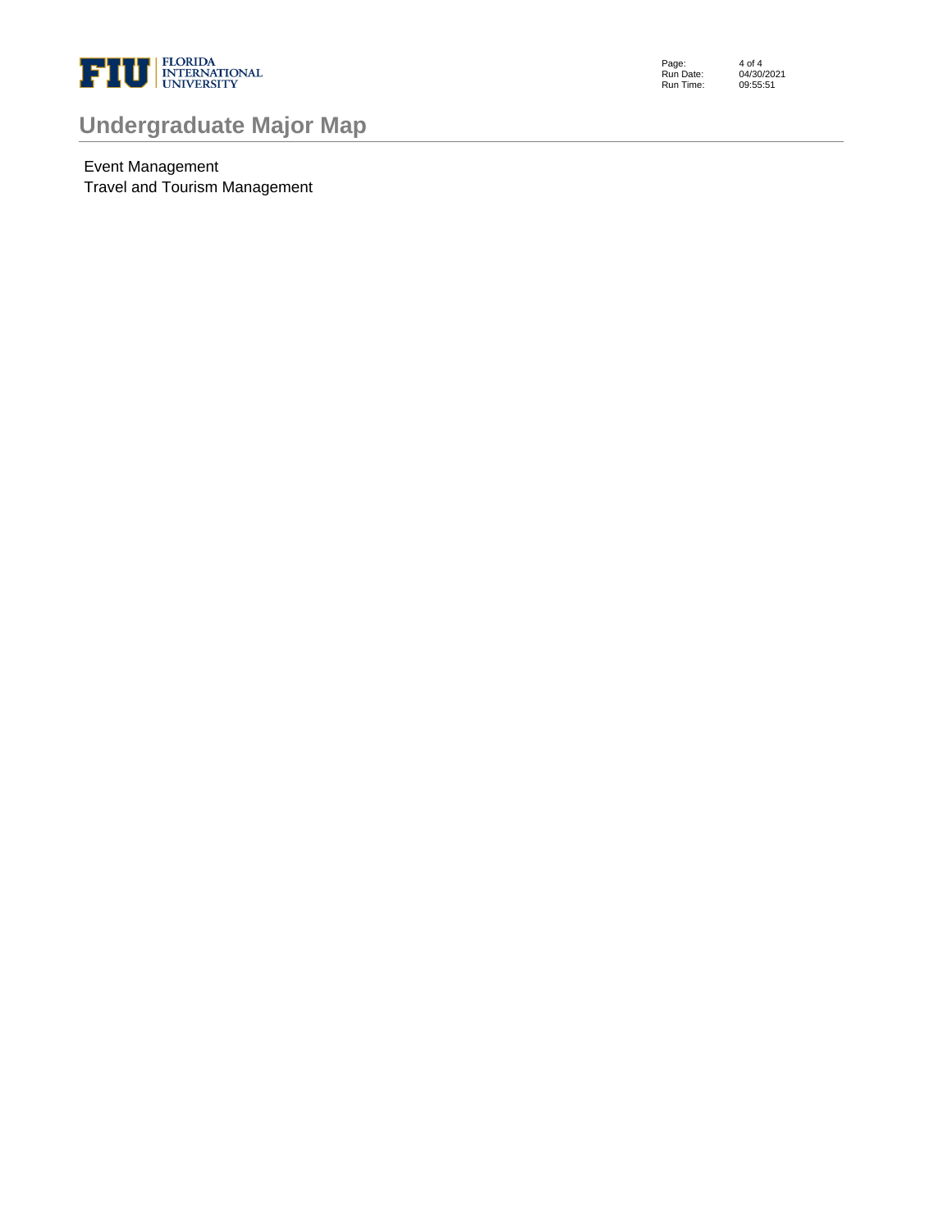# Undergraduate Major Map

Event Management
Travel and Tourism Management